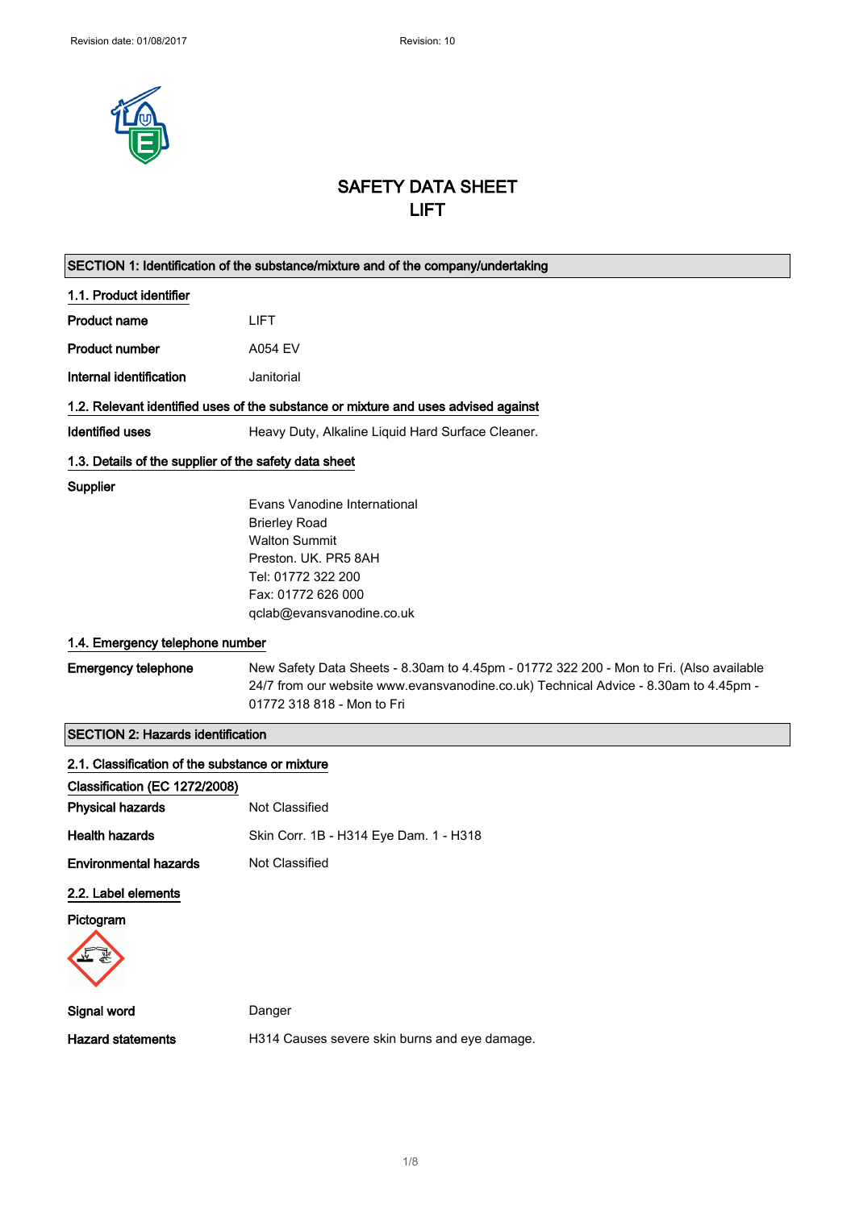# SAFETY DATA SHEET
# LIFT

## SECTION 1: Identification of the substance/mixture and of the company/undertaking

### 1.1. Product identifier

**Product name** LIFT

**Product number** A054 EV

**Internal identification** Janitorial

### 1.2. Relevant identified uses of the substance or mixture and uses advised against

**Identified uses** Heavy Duty, Alkaline Liquid Hard Surface Cleaner.

### 1.3. Details of the supplier of the safety data sheet

**Supplier**

Evans Vanodine International
Brierley Road
Walton Summit
Preston. UK. PR5 8AH
Tel: 01772 322 200
Fax: 01772 626 000
qclab@evansvanodine.co.uk

### 1.4. Emergency telephone number

**Emergency telephone** New Safety Data Sheets - 8.30am to 4.45pm - 01772 322 200 - Mon to Fri. (Also available 24/7 from our website www.evansvanodine.co.uk) Technical Advice - 8.30am to 4.45pm - 01772 318 818 - Mon to Fri

## SECTION 2: Hazards identification

### 2.1. Classification of the substance or mixture

**Classification (EC 1272/2008)**

**Physical hazards** Not Classified

**Health hazards** Skin Corr. 1B - H314 Eye Dam. 1 - H318

**Environmental hazards** Not Classified

### 2.2. Label elements

**Pictogram**

**Signal word** Danger

**Hazard statements** H314 Causes severe skin burns and eye damage.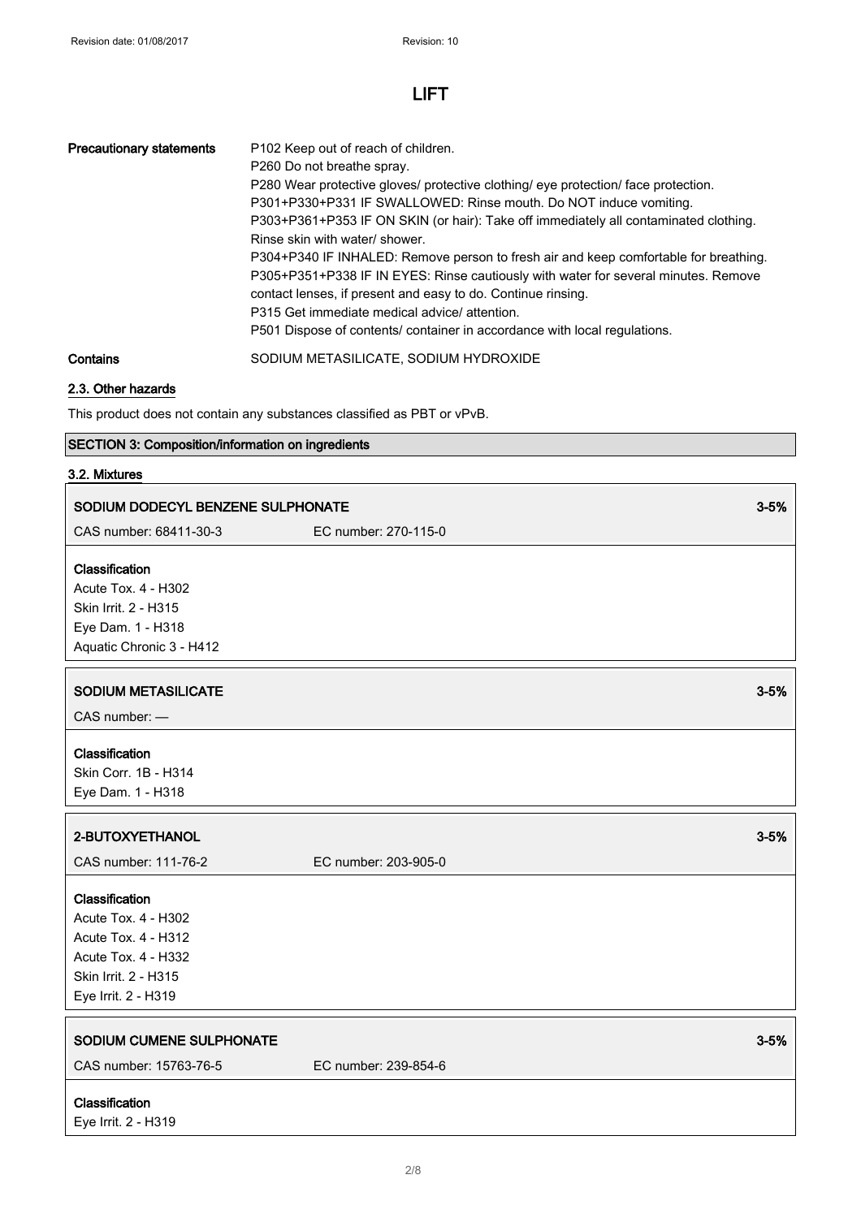| Precautionary statements | P102 Keep out of reach of children.<br>P260 Do not breathe spray.<br>P280 Wear protective gloves/ protective clothing/ eye protection/ face protection.<br>P301+P330+P331 IF SWALLOWED: Rinse mouth. Do NOT induce vomiting.<br>P303+P361+P353 IF ON SKIN (or hair): Take off immediately all contaminated clothing. Rinse skin with water/ shower.<br>P304+P340 IF INHALED: Remove person to fresh air and keep comfortable for breathing.<br>P305+P351+P338 IF IN EYES: Rinse cautiously with water for several minutes. Remove contact lenses, if present and easy to do. Continue rinsing.<br>P315 Get immediate medical advice/ attention.<br>P501 Dispose of contents/ container in accordance with local regulations. |
|---|---|
| Contains | SODIUM METASILICATE, SODIUM HYDROXIDE |

### 2.3. Other hazards

This product does not contain any substances classified as PBT or vPvB.

## SECTION 3: Composition/information on ingredients

### 3.2. Mixtures

**SODIUM DODECYL BENZENE SULPHONATE** — 3-5%

CAS number: 68411-30-3 — EC number: 270-115-0

**Classification**
Acute Tox. 4 - H302
Skin Irrit. 2 - H315
Eye Dam. 1 - H318
Aquatic Chronic 3 - H412

**SODIUM METASILICATE** — 3-5%

CAS number: —

**Classification**
Skin Corr. 1B - H314
Eye Dam. 1 - H318

**2-BUTOXYETHANOL** — 3-5%

CAS number: 111-76-2 — EC number: 203-905-0

**Classification**
Acute Tox. 4 - H302
Acute Tox. 4 - H312
Acute Tox. 4 - H332
Skin Irrit. 2 - H315
Eye Irrit. 2 - H319

**SODIUM CUMENE SULPHONATE** — 3-5%

CAS number: 15763-76-5 — EC number: 239-854-6

**Classification**
Eye Irrit. 2 - H319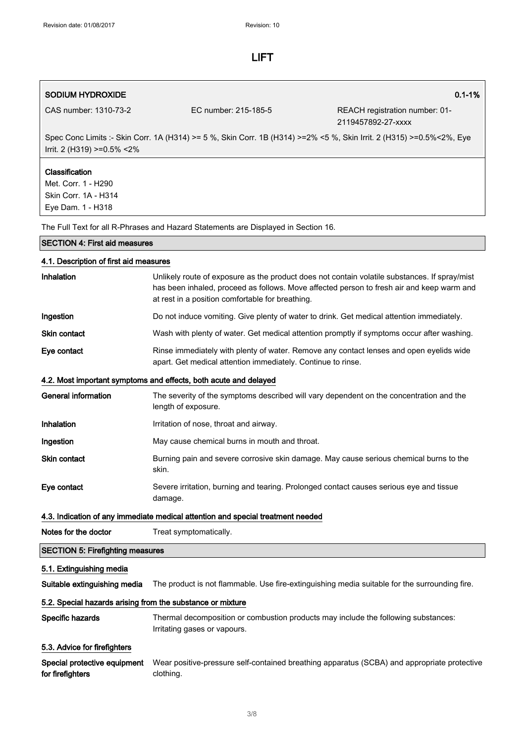# LIFT

| SODIUM HYDROXIDE | | 0.1-1% |
|---|---|---|
| CAS number: 1310-73-2 | EC number: 215-185-5 | REACH registration number: 01-2119457892-27-xxxx |

Spec Conc Limits :- Skin Corr. 1A (H314) >= 5 %, Skin Corr. 1B (H314) >=2% <5 %, Skin Irrit. 2 (H315) >=0.5%<2%, Eye Irrit. 2 (H319) >=0.5% <2%

**Classification**
Met. Corr. 1 - H290
Skin Corr. 1A - H314
Eye Dam. 1 - H318

The Full Text for all R-Phrases and Hazard Statements are Displayed in Section 16.

## SECTION 4: First aid measures

### 4.1. Description of first aid measures

**Inhalation**
Unlikely route of exposure as the product does not contain volatile substances. If spray/mist has been inhaled, proceed as follows. Move affected person to fresh air and keep warm and at rest in a position comfortable for breathing.

**Ingestion**
Do not induce vomiting. Give plenty of water to drink. Get medical attention immediately.

**Skin contact**
Wash with plenty of water. Get medical attention promptly if symptoms occur after washing.

**Eye contact**
Rinse immediately with plenty of water. Remove any contact lenses and open eyelids wide apart. Get medical attention immediately. Continue to rinse.

### 4.2. Most important symptoms and effects, both acute and delayed

**General information**
The severity of the symptoms described will vary dependent on the concentration and the length of exposure.

**Inhalation**
Irritation of nose, throat and airway.

**Ingestion**
May cause chemical burns in mouth and throat.

**Skin contact**
Burning pain and severe corrosive skin damage. May cause serious chemical burns to the skin.

**Eye contact**
Severe irritation, burning and tearing. Prolonged contact causes serious eye and tissue damage.

### 4.3. Indication of any immediate medical attention and special treatment needed

**Notes for the doctor**
Treat symptomatically.

## SECTION 5: Firefighting measures

### 5.1. Extinguishing media

**Suitable extinguishing media**
The product is not flammable. Use fire-extinguishing media suitable for the surrounding fire.

### 5.2. Special hazards arising from the substance or mixture

**Specific hazards**
Thermal decomposition or combustion products may include the following substances: Irritating gases or vapours.

### 5.3. Advice for firefighters

**Special protective equipment for firefighters**
Wear positive-pressure self-contained breathing apparatus (SCBA) and appropriate protective clothing.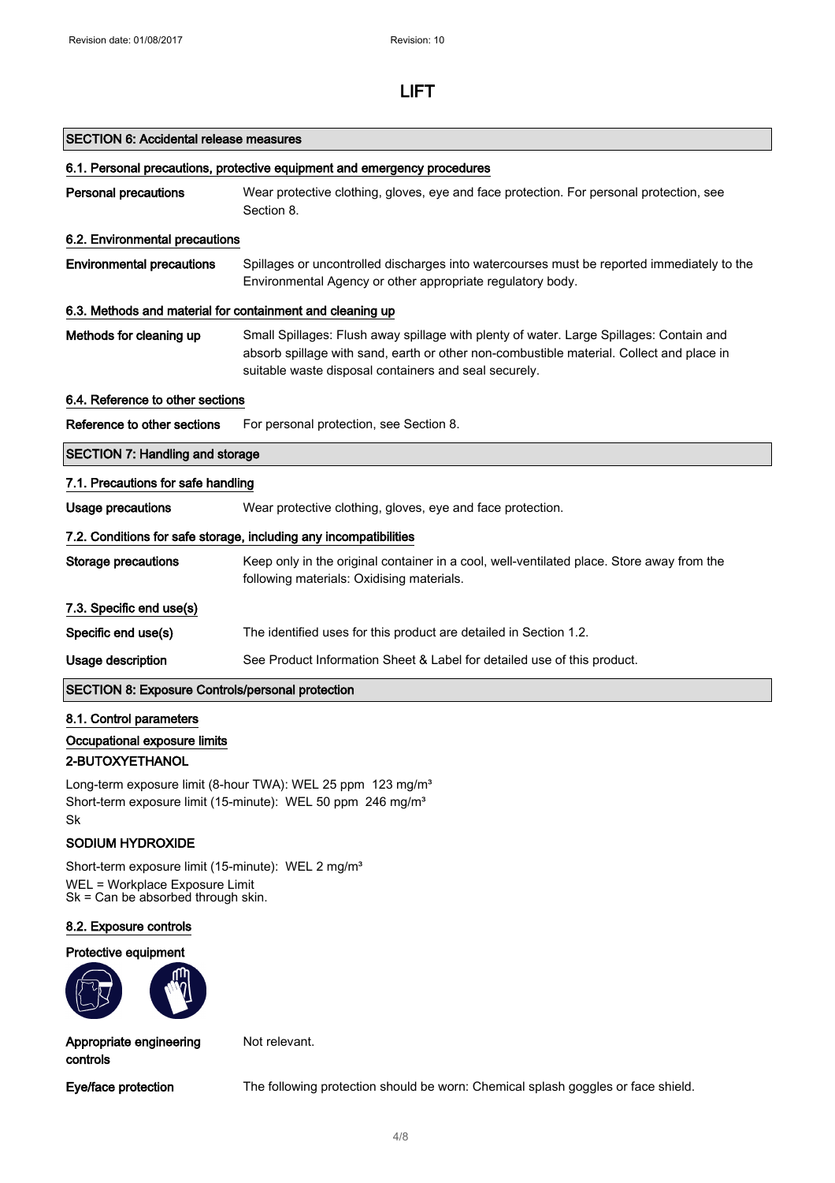## SECTION 6: Accidental release measures

### 6.1. Personal precautions, protective equipment and emergency procedures

**Personal precautions** Wear protective clothing, gloves, eye and face protection. For personal protection, see Section 8.

### 6.2. Environmental precautions

**Environmental precautions** Spillages or uncontrolled discharges into watercourses must be reported immediately to the Environmental Agency or other appropriate regulatory body.

### 6.3. Methods and material for containment and cleaning up

**Methods for cleaning up** Small Spillages: Flush away spillage with plenty of water. Large Spillages: Contain and absorb spillage with sand, earth or other non-combustible material. Collect and place in suitable waste disposal containers and seal securely.

### 6.4. Reference to other sections

**Reference to other sections** For personal protection, see Section 8.

## SECTION 7: Handling and storage

### 7.1. Precautions for safe handling

**Usage precautions** Wear protective clothing, gloves, eye and face protection.

### 7.2. Conditions for safe storage, including any incompatibilities

**Storage precautions** Keep only in the original container in a cool, well-ventilated place. Store away from the following materials: Oxidising materials.

### 7.3. Specific end use(s)

**Specific end use(s)** The identified uses for this product are detailed in Section 1.2.

**Usage description** See Product Information Sheet & Label for detailed use of this product.

## SECTION 8: Exposure Controls/personal protection

### 8.1. Control parameters

**Occupational exposure limits**

**2-BUTOXYETHANOL**

Long-term exposure limit (8-hour TWA): WEL 25 ppm 123 mg/m³
Short-term exposure limit (15-minute): WEL 50 ppm 246 mg/m³
Sk

**SODIUM HYDROXIDE**

Short-term exposure limit (15-minute): WEL 2 mg/m³
WEL = Workplace Exposure Limit
Sk = Can be absorbed through skin.

### 8.2. Exposure controls

**Protective equipment**

**Appropriate engineering controls** Not relevant.

**Eye/face protection** The following protection should be worn: Chemical splash goggles or face shield.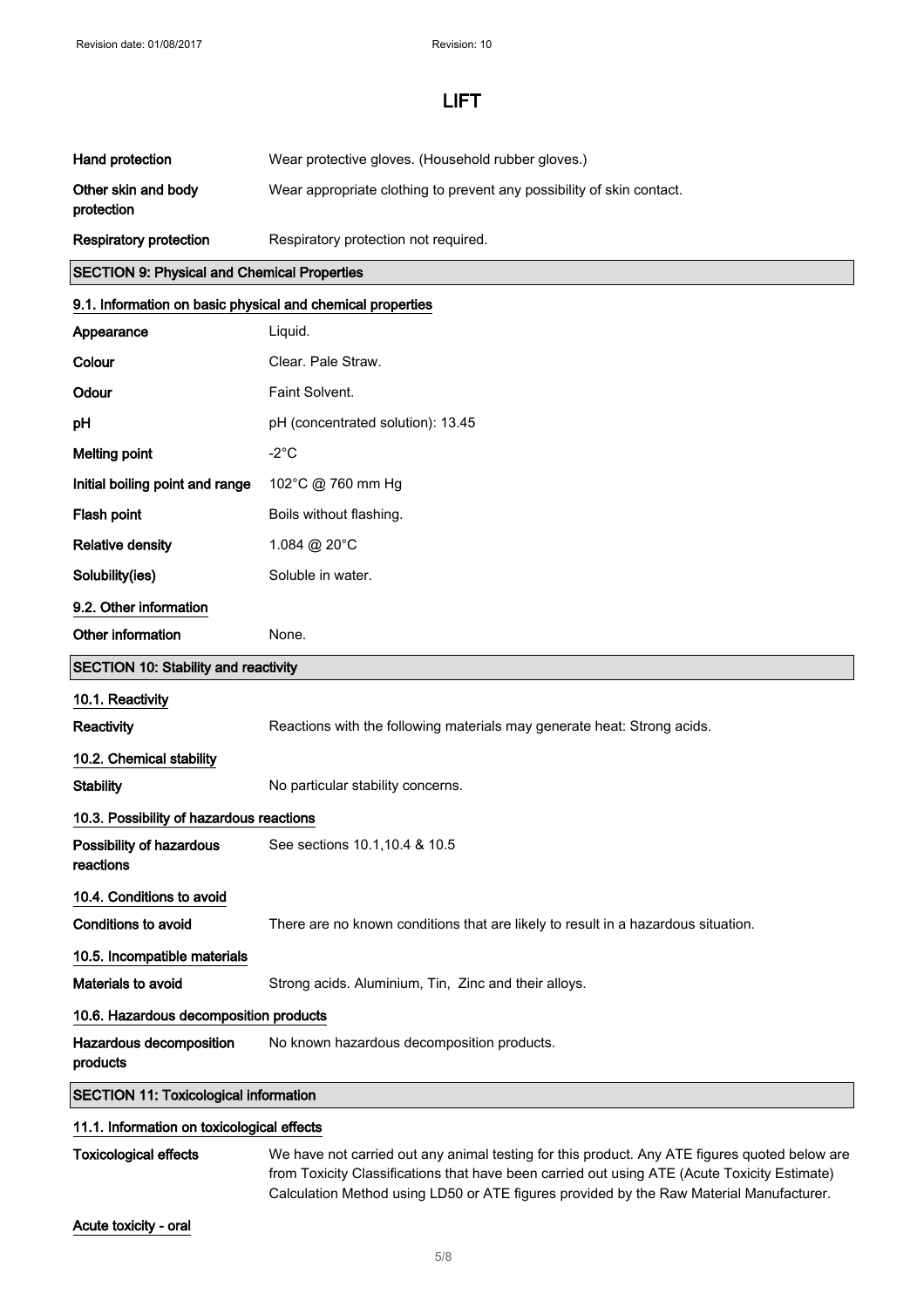| | |
|---|---|
| **Hand protection** | Wear protective gloves. (Household rubber gloves.) |
| **Other skin and body protection** | Wear appropriate clothing to prevent any possibility of skin contact. |
| **Respiratory protection** | Respiratory protection not required. |

## SECTION 9: Physical and Chemical Properties

### 9.1. Information on basic physical and chemical properties

| | |
|---|---|
| **Appearance** | Liquid. |
| **Colour** | Clear. Pale Straw. |
| **Odour** | Faint Solvent. |
| **pH** | pH (concentrated solution): 13.45 |
| **Melting point** | -2°C |
| **Initial boiling point and range** | 102°C @ 760 mm Hg |
| **Flash point** | Boils without flashing. |
| **Relative density** | 1.084 @ 20°C |
| **Solubility(ies)** | Soluble in water. |

### 9.2. Other information

| | |
|---|---|
| **Other information** | None. |

## SECTION 10: Stability and reactivity

### 10.1. Reactivity

| | |
|---|---|
| **Reactivity** | Reactions with the following materials may generate heat: Strong acids. |

### 10.2. Chemical stability

| | |
|---|---|
| **Stability** | No particular stability concerns. |

### 10.3. Possibility of hazardous reactions

| | |
|---|---|
| **Possibility of hazardous reactions** | See sections 10.1,10.4 & 10.5 |

### 10.4. Conditions to avoid

| | |
|---|---|
| **Conditions to avoid** | There are no known conditions that are likely to result in a hazardous situation. |

### 10.5. Incompatible materials

| | |
|---|---|
| **Materials to avoid** | Strong acids. Aluminium, Tin, Zinc and their alloys. |

### 10.6. Hazardous decomposition products

| | |
|---|---|
| **Hazardous decomposition products** | No known hazardous decomposition products. |

## SECTION 11: Toxicological information

### 11.1. Information on toxicological effects

| | |
|---|---|
| **Toxicological effects** | We have not carried out any animal testing for this product. Any ATE figures quoted below are from Toxicity Classifications that have been carried out using ATE (Acute Toxicity Estimate) Calculation Method using LD50 or ATE figures provided by the Raw Material Manufacturer. |

**Acute toxicity - oral**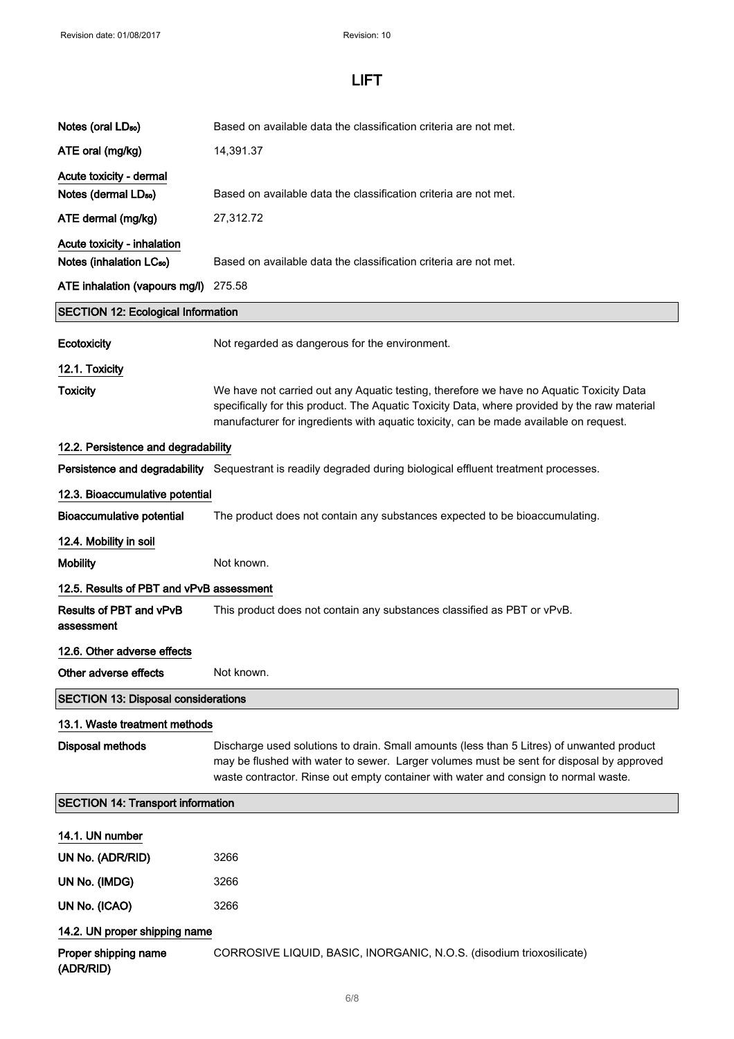| | |
|---|---|
| **Notes (oral $LD_{50}$)** | Based on available data the classification criteria are not met. |
| **ATE oral (mg/kg)** | 14,391.37 |

**Acute toxicity - dermal**

| | |
|---|---|
| **Notes (dermal $LD_{50}$)** | Based on available data the classification criteria are not met. |
| **ATE dermal (mg/kg)** | 27,312.72 |

**Acute toxicity - inhalation**

| | |
|---|---|
| **Notes (inhalation $LC_{50}$)** | Based on available data the classification criteria are not met. |
| **ATE inhalation (vapours mg/l)** | 275.58 |

## SECTION 12: Ecological Information

**Ecotoxicity** Not regarded as dangerous for the environment.

### 12.1. Toxicity

**Toxicity** We have not carried out any Aquatic testing, therefore we have no Aquatic Toxicity Data specifically for this product. The Aquatic Toxicity Data, where provided by the raw material manufacturer for ingredients with aquatic toxicity, can be made available on request.

### 12.2. Persistence and degradability

**Persistence and degradability** Sequestrant is readily degraded during biological effluent treatment processes.

### 12.3. Bioaccumulative potential

**Bioaccumulative potential** The product does not contain any substances expected to be bioaccumulating.

### 12.4. Mobility in soil

**Mobility** Not known.

### 12.5. Results of PBT and vPvB assessment

**Results of PBT and vPvB assessment** This product does not contain any substances classified as PBT or vPvB.

### 12.6. Other adverse effects

**Other adverse effects** Not known.

## SECTION 13: Disposal considerations

### 13.1. Waste treatment methods

**Disposal methods** Discharge used solutions to drain. Small amounts (less than 5 Litres) of unwanted product may be flushed with water to sewer. Larger volumes must be sent for disposal by approved waste contractor. Rinse out empty container with water and consign to normal waste.

## SECTION 14: Transport information

### 14.1. UN number

| | |
|---|---|
| **UN No. (ADR/RID)** | 3266 |
| **UN No. (IMDG)** | 3266 |
| **UN No. (ICAO)** | 3266 |

### 14.2. UN proper shipping name

**Proper shipping name (ADR/RID)** CORROSIVE LIQUID, BASIC, INORGANIC, N.O.S. (disodium trioxosilicate)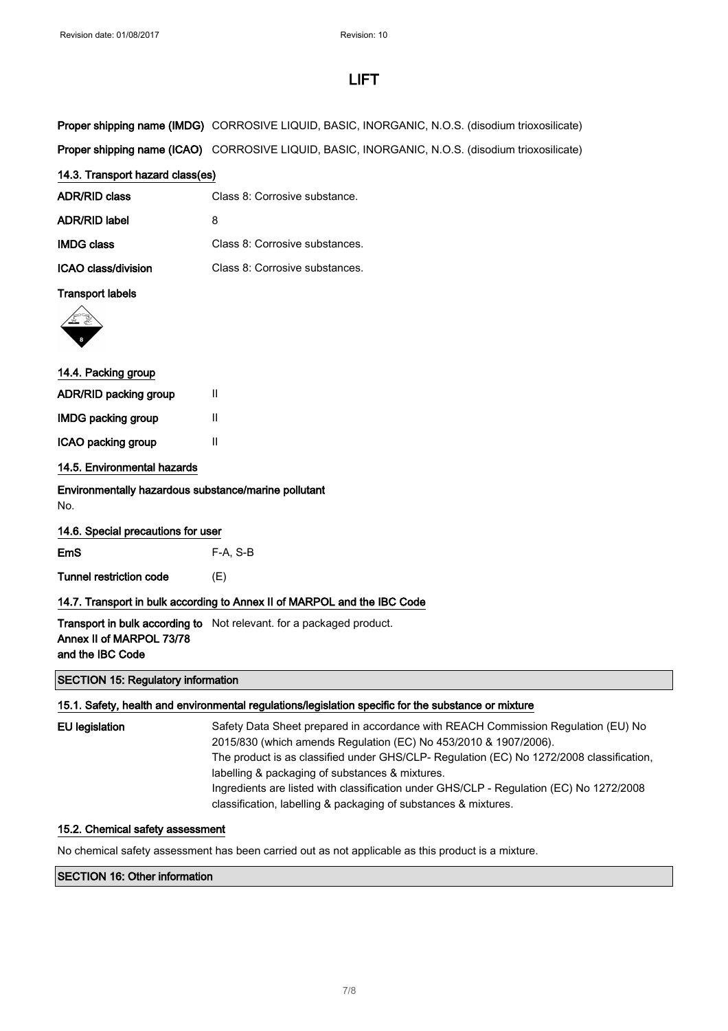# LIFT

| | |
|---|---|
| **Proper shipping name (IMDG)** | CORROSIVE LIQUID, BASIC, INORGANIC, N.O.S. (disodium trioxosilicate) |
| **Proper shipping name (ICAO)** | CORROSIVE LIQUID, BASIC, INORGANIC, N.O.S. (disodium trioxosilicate) |

### 14.3. Transport hazard class(es)

| | |
|---|---|
| **ADR/RID class** | Class 8: Corrosive substance. |
| **ADR/RID label** | 8 |
| **IMDG class** | Class 8: Corrosive substances. |
| **ICAO class/division** | Class 8: Corrosive substances. |

**Transport labels**

### 14.4. Packing group

| | |
|---|---|
| **ADR/RID packing group** | II |
| **IMDG packing group** | II |
| **ICAO packing group** | II |

### 14.5. Environmental hazards

**Environmentally hazardous substance/marine pollutant**

No.

### 14.6. Special precautions for user

| | |
|---|---|
| **EmS** | F-A, S-B |
| **Tunnel restriction code** | (E) |

### 14.7. Transport in bulk according to Annex II of MARPOL and the IBC Code

| | |
|---|---|
| **Transport in bulk according to Annex II of MARPOL 73/78 and the IBC Code** | Not relevant. for a packaged product. |

## SECTION 15: Regulatory information

### 15.1. Safety, health and environmental regulations/legislation specific for the substance or mixture

**EU legislation**

Safety Data Sheet prepared in accordance with REACH Commission Regulation (EU) No 2015/830 (which amends Regulation (EC) No 453/2010 & 1907/2006).
The product is as classified under GHS/CLP- Regulation (EC) No 1272/2008 classification, labelling & packaging of substances & mixtures.
Ingredients are listed with classification under GHS/CLP - Regulation (EC) No 1272/2008 classification, labelling & packaging of substances & mixtures.

### 15.2. Chemical safety assessment

No chemical safety assessment has been carried out as not applicable as this product is a mixture.

## SECTION 16: Other information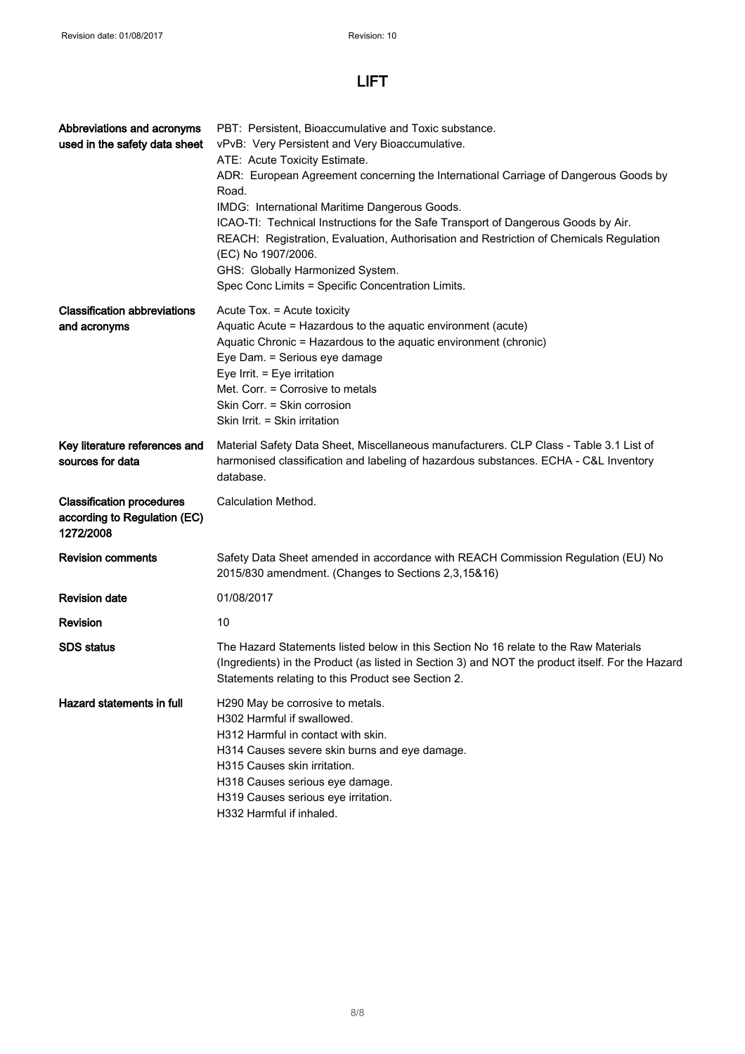# LIFT

| | |
|---|---|
| **Abbreviations and acronyms used in the safety data sheet** | PBT: Persistent, Bioaccumulative and Toxic substance.<br>vPvB: Very Persistent and Very Bioaccumulative.<br>ATE: Acute Toxicity Estimate.<br>ADR: European Agreement concerning the International Carriage of Dangerous Goods by Road.<br>IMDG: International Maritime Dangerous Goods.<br>ICAO-TI: Technical Instructions for the Safe Transport of Dangerous Goods by Air.<br>REACH: Registration, Evaluation, Authorisation and Restriction of Chemicals Regulation (EC) No 1907/2006.<br>GHS: Globally Harmonized System.<br>Spec Conc Limits = Specific Concentration Limits. |
| **Classification abbreviations and acronyms** | Acute Tox. = Acute toxicity<br>Aquatic Acute = Hazardous to the aquatic environment (acute)<br>Aquatic Chronic = Hazardous to the aquatic environment (chronic)<br>Eye Dam. = Serious eye damage<br>Eye Irrit. = Eye irritation<br>Met. Corr. = Corrosive to metals<br>Skin Corr. = Skin corrosion<br>Skin Irrit. = Skin irritation |
| **Key literature references and sources for data** | Material Safety Data Sheet, Miscellaneous manufacturers. CLP Class - Table 3.1 List of harmonised classification and labeling of hazardous substances. ECHA - C&L Inventory database. |
| **Classification procedures according to Regulation (EC) 1272/2008** | Calculation Method. |
| **Revision comments** | Safety Data Sheet amended in accordance with REACH Commission Regulation (EU) No 2015/830 amendment. (Changes to Sections 2,3,15&16) |
| **Revision date** | 01/08/2017 |
| **Revision** | 10 |
| **SDS status** | The Hazard Statements listed below in this Section No 16 relate to the Raw Materials (Ingredients) in the Product (as listed in Section 3) and NOT the product itself. For the Hazard Statements relating to this Product see Section 2. |
| **Hazard statements in full** | H290 May be corrosive to metals.<br>H302 Harmful if swallowed.<br>H312 Harmful in contact with skin.<br>H314 Causes severe skin burns and eye damage.<br>H315 Causes skin irritation.<br>H318 Causes serious eye damage.<br>H319 Causes serious eye irritation.<br>H332 Harmful if inhaled. |